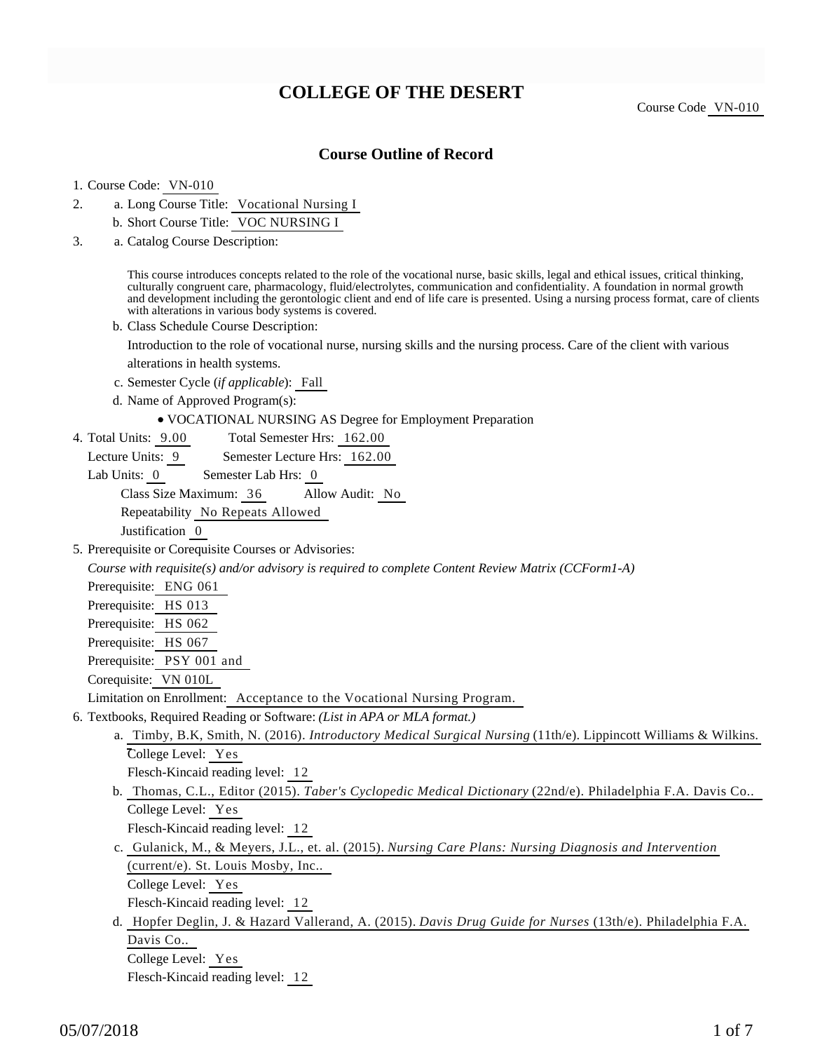# COLLEGE OF THE DESERT

Course Code VN-010

## Course Outline of Record

1. Course Code: VN-010
2. a. Long Course Title: Vocational Nursing I
   b. Short Course Title: VOC NURSING I
3. a. Catalog Course Description:

   This course introduces concepts related to the role of the vocational nurse, basic skills, legal and ethical issues, critical thinking, culturally congruent care, pharmacology, fluid/electrolytes, communication and confidentiality. A foundation in normal growth and development including the gerontologic client and end of life care is presented. Using a nursing process format, care of clients with alterations in various body systems is covered.

   b. Class Schedule Course Description:

   Introduction to the role of vocational nurse, nursing skills and the nursing process. Care of the client with various alterations in health systems.

   c. Semester Cycle (*if applicable*): Fall
   d. Name of Approved Program(s):
   - VOCATIONAL NURSING AS Degree for Employment Preparation
4. Total Units: 9.00 Total Semester Hrs: 162.00
   Lecture Units: 9 Semester Lecture Hrs: 162.00
   Lab Units: 0 Semester Lab Hrs: 0
   Class Size Maximum: 36 Allow Audit: No
   Repeatability No Repeats Allowed
   Justification 0
5. Prerequisite or Corequisite Courses or Advisories:
   *Course with requisite(s) and/or advisory is required to complete Content Review Matrix (CCForm1-A)*
   Prerequisite: ENG 061
   Prerequisite: HS 013
   Prerequisite: HS 062
   Prerequisite: HS 067
   Prerequisite: PSY 001 and
   Corequisite: VN 010L
   Limitation on Enrollment: Acceptance to the Vocational Nursing Program.
6. Textbooks, Required Reading or Software: *(List in APA or MLA format.)*
   a. Timby, B.K, Smith, N. (2016). *Introductory Medical Surgical Nursing* (11th/e). Lippincott Williams & Wilkins.
   College Level: Yes
   Flesch-Kincaid reading level: 12
   b. Thomas, C.L., Editor (2015). *Taber's Cyclopedic Medical Dictionary* (22nd/e). Philadelphia F.A. Davis Co..
   College Level: Yes
   Flesch-Kincaid reading level: 12
   c. Gulanick, M., & Meyers, J.L., et. al. (2015). *Nursing Care Plans: Nursing Diagnosis and Intervention* (current/e). St. Louis Mosby, Inc..
   College Level: Yes
   Flesch-Kincaid reading level: 12
   d. Hopfer Deglin, J. & Hazard Vallerand, A. (2015). *Davis Drug Guide for Nurses* (13th/e). Philadelphia F.A. Davis Co..
   College Level: Yes
   Flesch-Kincaid reading level: 12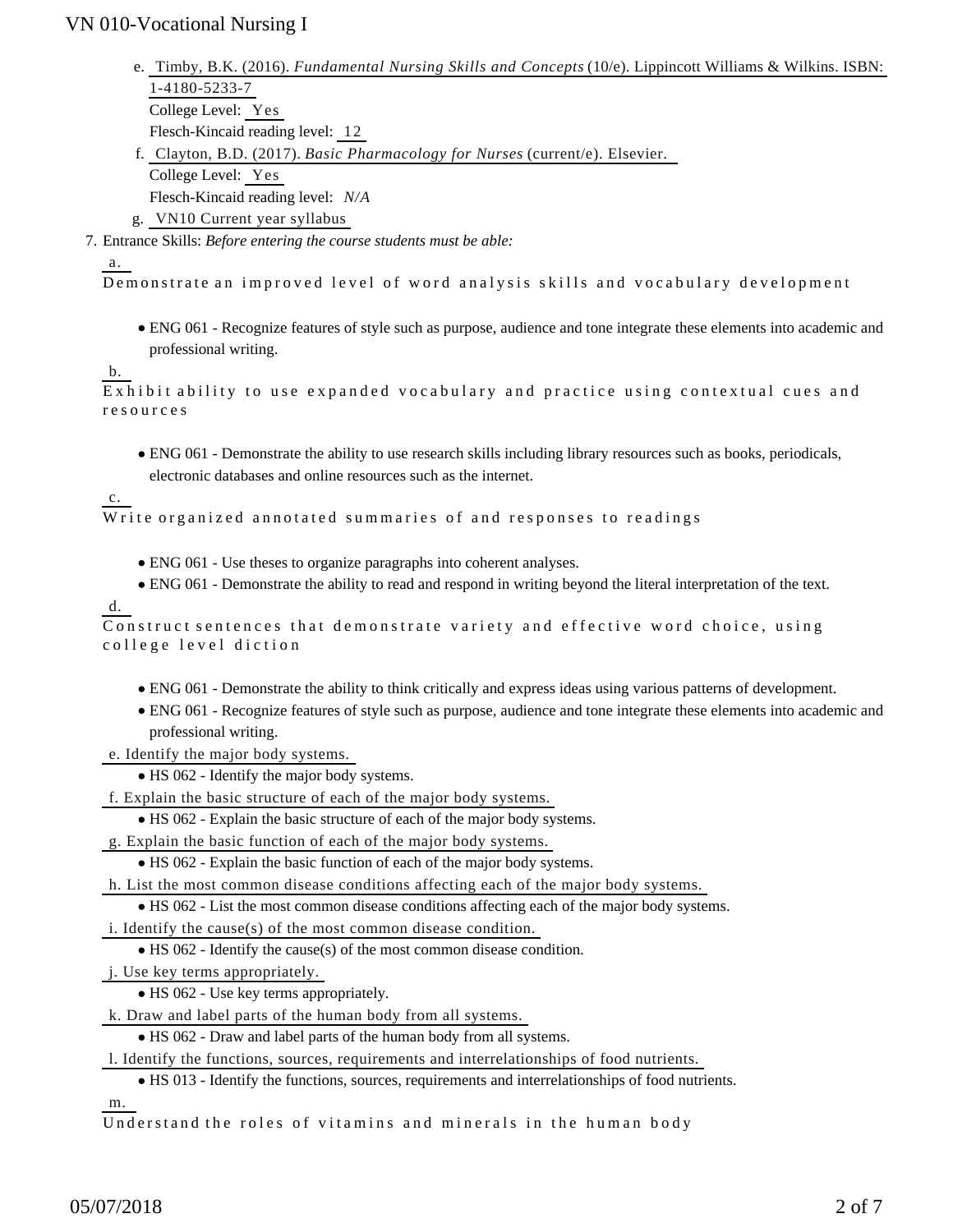e. Timby, B.K. (2016). *Fundamental Nursing Skills and Concepts* (10/e). Lippincott Williams & Wilkins. ISBN: 1-4180-5233-7
   College Level: Yes
   Flesch-Kincaid reading level: 12

f. Clayton, B.D. (2017). *Basic Pharmacology for Nurses* (current/e). Elsevier.
   College Level: Yes
   Flesch-Kincaid reading level: *N/A*

g. VN10 Current year syllabus

7. Entrance Skills: *Before entering the course students must be able:*

a.
Demonstrate an improved level of word analysis skills and vocabulary development

- ENG 061 - Recognize features of style such as purpose, audience and tone integrate these elements into academic and professional writing.

b.
Exhibit ability to use expanded vocabulary and practice using contextual cues and resources

- ENG 061 - Demonstrate the ability to use research skills including library resources such as books, periodicals, electronic databases and online resources such as the internet.

c.
Write organized annotated summaries of and responses to readings

- ENG 061 - Use theses to organize paragraphs into coherent analyses.
- ENG 061 - Demonstrate the ability to read and respond in writing beyond the literal interpretation of the text.

d.
Construct sentences that demonstrate variety and effective word choice, using college level diction

- ENG 061 - Demonstrate the ability to think critically and express ideas using various patterns of development.
- ENG 061 - Recognize features of style such as purpose, audience and tone integrate these elements into academic and professional writing.

e. Identify the major body systems.

- HS 062 - Identify the major body systems.

f. Explain the basic structure of each of the major body systems.

- HS 062 - Explain the basic structure of each of the major body systems.

g. Explain the basic function of each of the major body systems.

- HS 062 - Explain the basic function of each of the major body systems.

h. List the most common disease conditions affecting each of the major body systems.

- HS 062 - List the most common disease conditions affecting each of the major body systems.

i. Identify the cause(s) of the most common disease condition.

- HS 062 - Identify the cause(s) of the most common disease condition.

j. Use key terms appropriately.

- HS 062 - Use key terms appropriately.

k. Draw and label parts of the human body from all systems.

- HS 062 - Draw and label parts of the human body from all systems.

l. Identify the functions, sources, requirements and interrelationships of food nutrients.

- HS 013 - Identify the functions, sources, requirements and interrelationships of food nutrients.

m.
Understand the roles of vitamins and minerals in the human body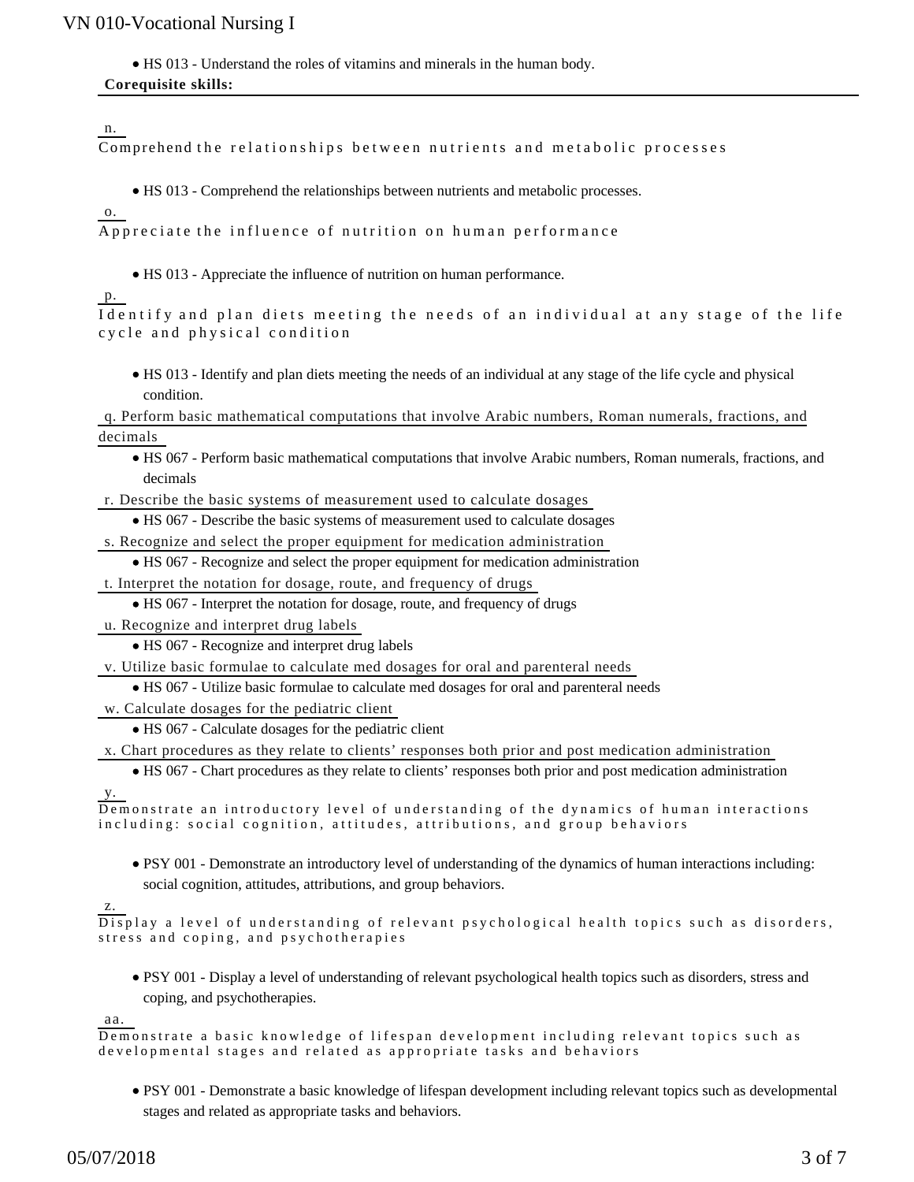- HS 013 - Understand the roles of vitamins and minerals in the human body.

**Corequisite skills:**

n. Comprehend the relationships between nutrients and metabolic processes

- HS 013 - Comprehend the relationships between nutrients and metabolic processes.

o. Appreciate the influence of nutrition on human performance

- HS 013 - Appreciate the influence of nutrition on human performance.

p. Identify and plan diets meeting the needs of an individual at any stage of the life cycle and physical condition

- HS 013 - Identify and plan diets meeting the needs of an individual at any stage of the life cycle and physical condition.

q. Perform basic mathematical computations that involve Arabic numbers, Roman numerals, fractions, and decimals

- HS 067 - Perform basic mathematical computations that involve Arabic numbers, Roman numerals, fractions, and decimals

r. Describe the basic systems of measurement used to calculate dosages

- HS 067 - Describe the basic systems of measurement used to calculate dosages

s. Recognize and select the proper equipment for medication administration

- HS 067 - Recognize and select the proper equipment for medication administration

t. Interpret the notation for dosage, route, and frequency of drugs

- HS 067 - Interpret the notation for dosage, route, and frequency of drugs

u. Recognize and interpret drug labels

- HS 067 - Recognize and interpret drug labels

v. Utilize basic formulae to calculate med dosages for oral and parenteral needs

- HS 067 - Utilize basic formulae to calculate med dosages for oral and parenteral needs

w. Calculate dosages for the pediatric client

- HS 067 - Calculate dosages for the pediatric client

x. Chart procedures as they relate to clients' responses both prior and post medication administration

- HS 067 - Chart procedures as they relate to clients' responses both prior and post medication administration

y. Demonstrate an introductory level of understanding of the dynamics of human interactions including: social cognition, attitudes, attributions, and group behaviors

- PSY 001 - Demonstrate an introductory level of understanding of the dynamics of human interactions including: social cognition, attitudes, attributions, and group behaviors.

z. Display a level of understanding of relevant psychological health topics such as disorders, stress and coping, and psychotherapies

- PSY 001 - Display a level of understanding of relevant psychological health topics such as disorders, stress and coping, and psychotherapies.

aa. Demonstrate a basic knowledge of lifespan development including relevant topics such as developmental stages and related as appropriate tasks and behaviors

- PSY 001 - Demonstrate a basic knowledge of lifespan development including relevant topics such as developmental stages and related as appropriate tasks and behaviors.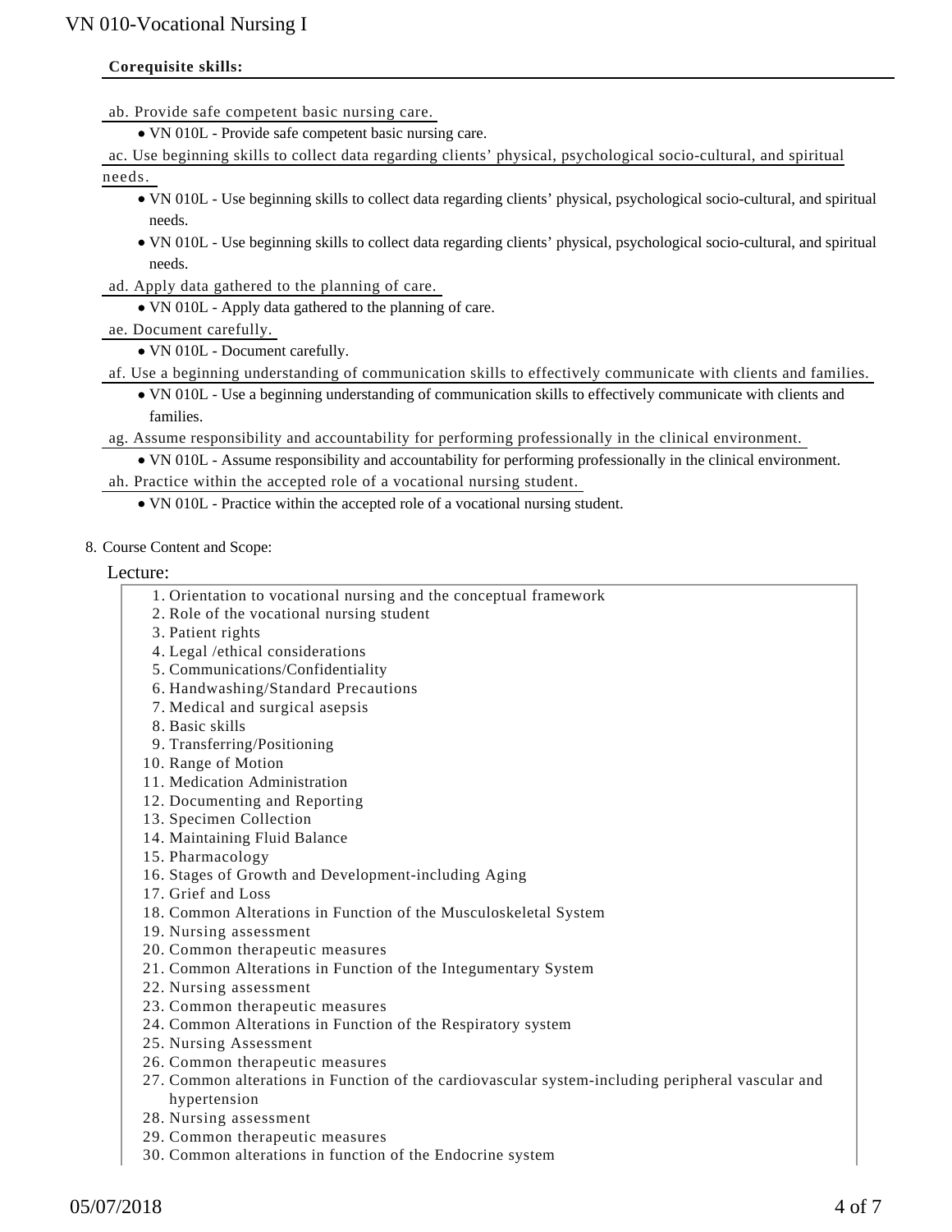**Corequisite skills:**

ab. Provide safe competent basic nursing care.

- VN 010L - Provide safe competent basic nursing care.

ac. Use beginning skills to collect data regarding clients' physical, psychological socio-cultural, and spiritual needs.

- VN 010L - Use beginning skills to collect data regarding clients' physical, psychological socio-cultural, and spiritual needs.
- VN 010L - Use beginning skills to collect data regarding clients' physical, psychological socio-cultural, and spiritual needs.

ad. Apply data gathered to the planning of care.

- VN 010L - Apply data gathered to the planning of care.

ae. Document carefully.

- VN 010L - Document carefully.

af. Use a beginning understanding of communication skills to effectively communicate with clients and families.

- VN 010L - Use a beginning understanding of communication skills to effectively communicate with clients and families.

ag. Assume responsibility and accountability for performing professionally in the clinical environment.

- VN 010L - Assume responsibility and accountability for performing professionally in the clinical environment.

ah. Practice within the accepted role of a vocational nursing student.

- VN 010L - Practice within the accepted role of a vocational nursing student.

8. Course Content and Scope:

Lecture:

1. Orientation to vocational nursing and the conceptual framework
2. Role of the vocational nursing student
3. Patient rights
4. Legal /ethical considerations
5. Communications/Confidentiality
6. Handwashing/Standard Precautions
7. Medical and surgical asepsis
8. Basic skills
9. Transferring/Positioning
10. Range of Motion
11. Medication Administration
12. Documenting and Reporting
13. Specimen Collection
14. Maintaining Fluid Balance
15. Pharmacology
16. Stages of Growth and Development-including Aging
17. Grief and Loss
18. Common Alterations in Function of the Musculoskeletal System
19. Nursing assessment
20. Common therapeutic measures
21. Common Alterations in Function of the Integumentary System
22. Nursing assessment
23. Common therapeutic measures
24. Common Alterations in Function of the Respiratory system
25. Nursing Assessment
26. Common therapeutic measures
27. Common alterations in Function of the cardiovascular system-including peripheral vascular and hypertension
28. Nursing assessment
29. Common therapeutic measures
30. Common alterations in function of the Endocrine system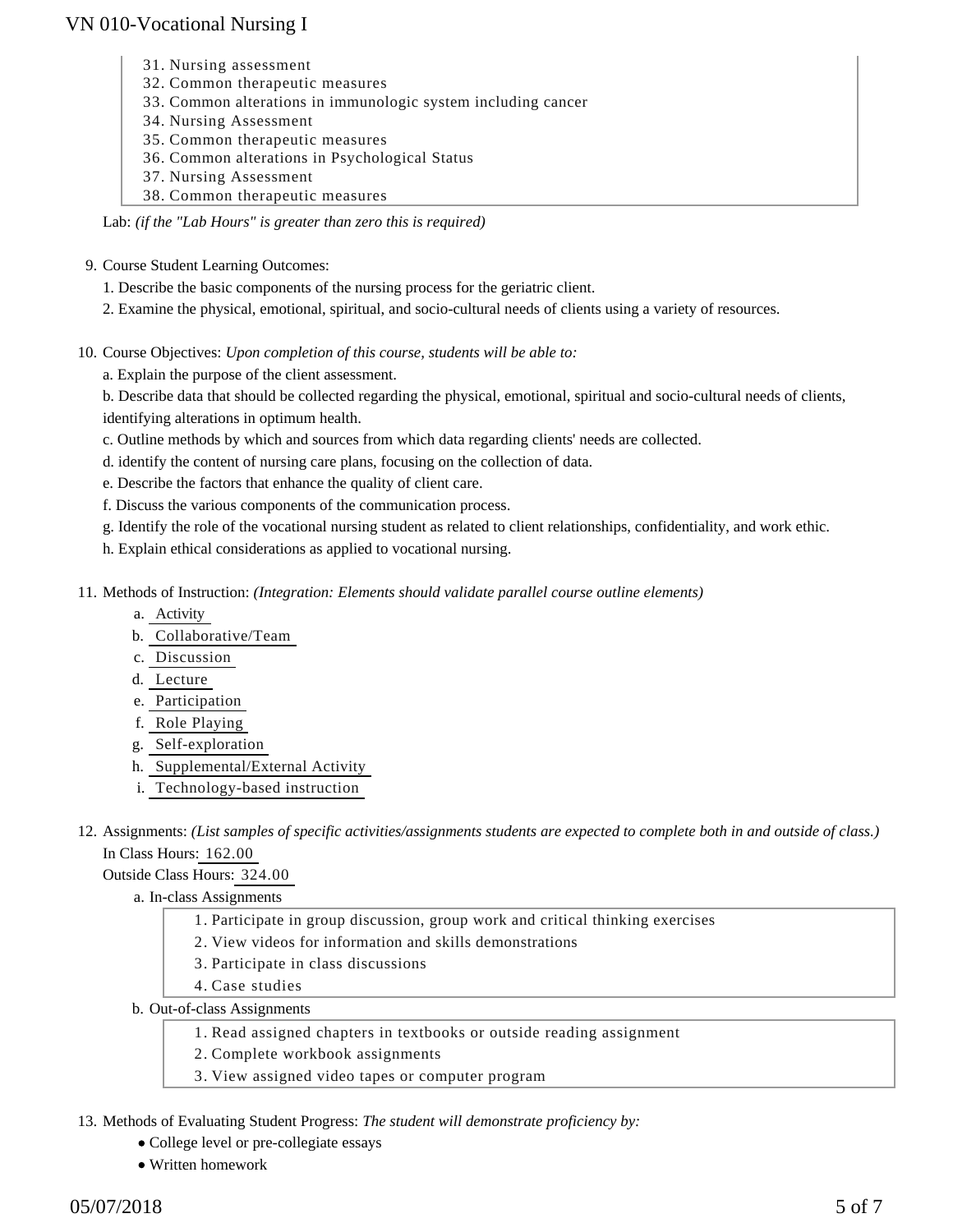31. Nursing assessment
32. Common therapeutic measures
33. Common alterations in immunologic system including cancer
34. Nursing Assessment
35. Common therapeutic measures
36. Common alterations in Psychological Status
37. Nursing Assessment
38. Common therapeutic measures

Lab: *(if the "Lab Hours" is greater than zero this is required)*

9. Course Student Learning Outcomes:

   1. Describe the basic components of the nursing process for the geriatric client.
   2. Examine the physical, emotional, spiritual, and socio-cultural needs of clients using a variety of resources.

10. Course Objectives: *Upon completion of this course, students will be able to:*

    a. Explain the purpose of the client assessment.

    b. Describe data that should be collected regarding the physical, emotional, spiritual and socio-cultural needs of clients, identifying alterations in optimum health.

    c. Outline methods by which and sources from which data regarding clients' needs are collected.

    d. identify the content of nursing care plans, focusing on the collection of data.

    e. Describe the factors that enhance the quality of client care.

    f. Discuss the various components of the communication process.

    g. Identify the role of the vocational nursing student as related to client relationships, confidentiality, and work ethic.

    h. Explain ethical considerations as applied to vocational nursing.

11. Methods of Instruction: *(Integration: Elements should validate parallel course outline elements)*

    a. Activity
    b. Collaborative/Team
    c. Discussion
    d. Lecture
    e. Participation
    f. Role Playing
    g. Self-exploration
    h. Supplemental/External Activity
    i. Technology-based instruction

12. Assignments: *(List samples of specific activities/assignments students are expected to complete both in and outside of class.)*

    In Class Hours: 162.00

    Outside Class Hours: 324.00

    a. In-class Assignments

       1. Participate in group discussion, group work and critical thinking exercises
       2. View videos for information and skills demonstrations
       3. Participate in class discussions
       4. Case studies

    b. Out-of-class Assignments

       1. Read assigned chapters in textbooks or outside reading assignment
       2. Complete workbook assignments
       3. View assigned video tapes or computer program

13. Methods of Evaluating Student Progress: *The student will demonstrate proficiency by:*

    - College level or pre-collegiate essays
    - Written homework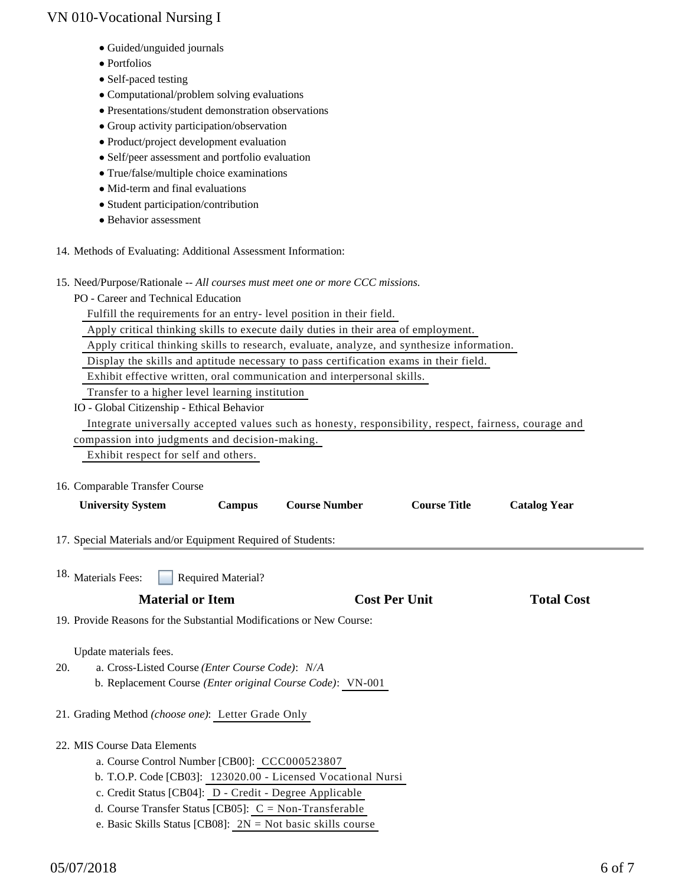- Guided/unguided journals
- Portfolios
- Self-paced testing
- Computational/problem solving evaluations
- Presentations/student demonstration observations
- Group activity participation/observation
- Product/project development evaluation
- Self/peer assessment and portfolio evaluation
- True/false/multiple choice examinations
- Mid-term and final evaluations
- Student participation/contribution
- Behavior assessment

14. Methods of Evaluating: Additional Assessment Information:

15. Need/Purpose/Rationale -- *All courses must meet one or more CCC missions.*

    PO - Career and Technical Education

    Fulfill the requirements for an entry- level position in their field.

    Apply critical thinking skills to execute daily duties in their area of employment.

    Apply critical thinking skills to research, evaluate, analyze, and synthesize information.

    Display the skills and aptitude necessary to pass certification exams in their field.

    Exhibit effective written, oral communication and interpersonal skills.

    Transfer to a higher level learning institution

    IO - Global Citizenship - Ethical Behavior

    Integrate universally accepted values such as honesty, responsibility, respect, fairness, courage and compassion into judgments and decision-making.

    Exhibit respect for self and others.

16. Comparable Transfer Course

| University System | Campus | Course Number | Course Title | Catalog Year |
|---|---|---|---|---|

17. Special Materials and/or Equipment Required of Students:

18. Materials Fees: ☐ Required Material?

| Material or Item | Cost Per Unit | Total Cost |
|---|---|---|

19. Provide Reasons for the Substantial Modifications or New Course:

    Update materials fees.

20. a. Cross-Listed Course *(Enter Course Code)*: *N/A*

    b. Replacement Course *(Enter original Course Code)*: VN-001

21. Grading Method *(choose one)*: Letter Grade Only

22. MIS Course Data Elements

    a. Course Control Number [CB00]: CCC000523807

    b. T.O.P. Code [CB03]: 123020.00 - Licensed Vocational Nursi

    c. Credit Status [CB04]: D - Credit - Degree Applicable

    d. Course Transfer Status [CB05]: C = Non-Transferable

    e. Basic Skills Status [CB08]: 2N = Not basic skills course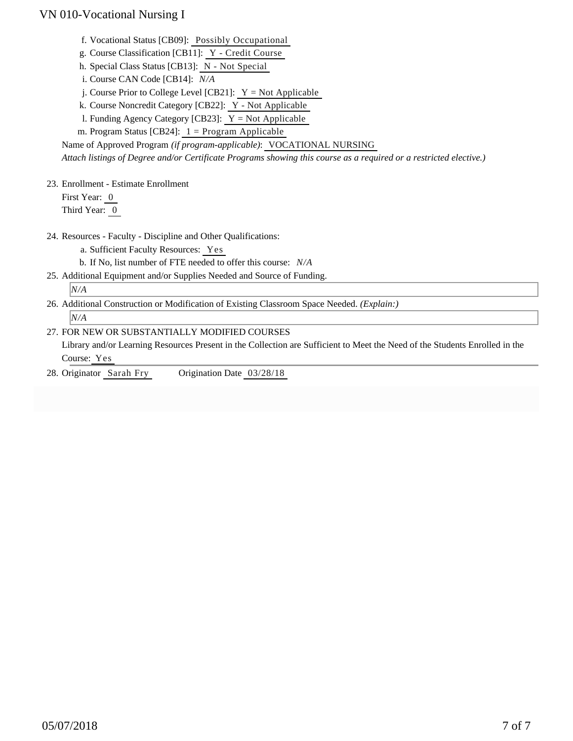f. Vocational Status [CB09]: Possibly Occupational
g. Course Classification [CB11]: Y - Credit Course
h. Special Class Status [CB13]: N - Not Special
i. Course CAN Code [CB14]: *N/A*
j. Course Prior to College Level [CB21]: Y = Not Applicable
k. Course Noncredit Category [CB22]: Y - Not Applicable
l. Funding Agency Category [CB23]: Y = Not Applicable
m. Program Status [CB24]: 1 = Program Applicable

Name of Approved Program *(if program-applicable)*: VOCATIONAL NURSING

*Attach listings of Degree and/or Certificate Programs showing this course as a required or a restricted elective.)*

23. Enrollment - Estimate Enrollment
    First Year: 0
    Third Year: 0

24. Resources - Faculty - Discipline and Other Qualifications:
    a. Sufficient Faculty Resources: Yes
    b. If No, list number of FTE needed to offer this course: *N/A*

25. Additional Equipment and/or Supplies Needed and Source of Funding.
    *N/A*

26. Additional Construction or Modification of Existing Classroom Space Needed. *(Explain:)*
    *N/A*

27. FOR NEW OR SUBSTANTIALLY MODIFIED COURSES
    Library and/or Learning Resources Present in the Collection are Sufficient to Meet the Need of the Students Enrolled in the Course: Yes

28. Originator Sarah Fry    Origination Date 03/28/18